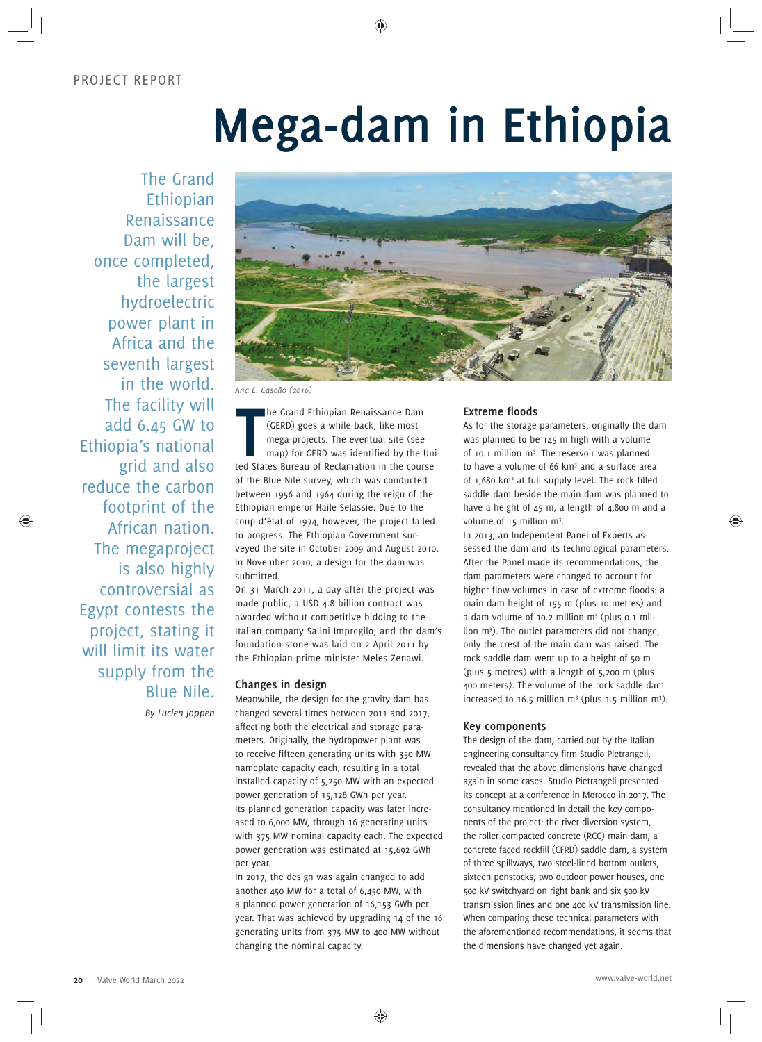PROJECT REPORT

# Mega-dam in Ethiopia

The Grand Ethiopian Renaissance Dam will be, once completed, the largest hydroelectric power plant in Africa and the seventh largest in the world. The facility will add 6.45 GW to Ethiopia's national grid and also reduce the carbon footprint of the African nation. The megaproject is also highly controversial as Egypt contests the project, stating it will limit its water supply from the Blue Nile.

*By Lucien Joppen*

*Ana E. Cascão (2016)*

The Grand Ethiopian Renaissance Dam (GERD) goes a while back, like most mega-projects. The eventual site (see map) for GERD was identified by the United States Bureau of Reclamation in the course of the Blue Nile survey, which was conducted between 1956 and 1964 during the reign of the Ethiopian emperor Haile Selassie. Due to the coup d'état of 1974, however, the project failed to progress. The Ethiopian Government surveyed the site in October 2009 and August 2010. In November 2010, a design for the dam was submitted.

On 31 March 2011, a day after the project was made public, a USD 4.8 billion contract was awarded without competitive bidding to the Italian company Salini Impregilo, and the dam's foundation stone was laid on 2 April 2011 by the Ethiopian prime minister Meles Zenawi.

### Changes in design

Meanwhile, the design for the gravity dam has changed several times between 2011 and 2017, affecting both the electrical and storage parameters. Originally, the hydropower plant was to receive fifteen generating units with 350 MW nameplate capacity each, resulting in a total installed capacity of 5,250 MW with an expected power generation of 15,128 GWh per year.

Its planned generation capacity was later increased to 6,000 MW, through 16 generating units with 375 MW nominal capacity each. The expected power generation was estimated at 15,692 GWh per year.

In 2017, the design was again changed to add another 450 MW for a total of 6,450 MW, with a planned power generation of 16,153 GWh per year. That was achieved by upgrading 14 of the 16 generating units from 375 MW to 400 MW without changing the nominal capacity.

### Extreme floods

As for the storage parameters, originally the dam was planned to be 145 m high with a volume of 10.1 million m³. The reservoir was planned to have a volume of 66 km³ and a surface area of 1,680 km² at full supply level. The rock-filled saddle dam beside the main dam was planned to have a height of 45 m, a length of 4,800 m and a volume of 15 million m³.

In 2013, an Independent Panel of Experts assessed the dam and its technological parameters. After the Panel made its recommendations, the dam parameters were changed to account for higher flow volumes in case of extreme floods: a main dam height of 155 m (plus 10 metres) and a dam volume of 10.2 million m³ (plus 0.1 million m³). The outlet parameters did not change, only the crest of the main dam was raised. The rock saddle dam went up to a height of 50 m (plus 5 metres) with a length of 5,200 m (plus 400 meters). The volume of the rock saddle dam increased to 16.5 million m³ (plus 1.5 million m³).

### Key components

The design of the dam, carried out by the Italian engineering consultancy firm Studio Pietrangeli, revealed that the above dimensions have changed again in some cases. Studio Pietrangeli presented its concept at a conference in Morocco in 2017. The consultancy mentioned in detail the key components of the project: the river diversion system, the roller compacted concrete (RCC) main dam, a concrete faced rockfill (CFRD) saddle dam, a system of three spillways, two steel-lined bottom outlets, sixteen penstocks, two outdoor power houses, one 500 kV switchyard on right bank and six 500 kV transmission lines and one 400 kV transmission line. When comparing these technical parameters with the aforementioned recommendations, it seems that the dimensions have changed yet again.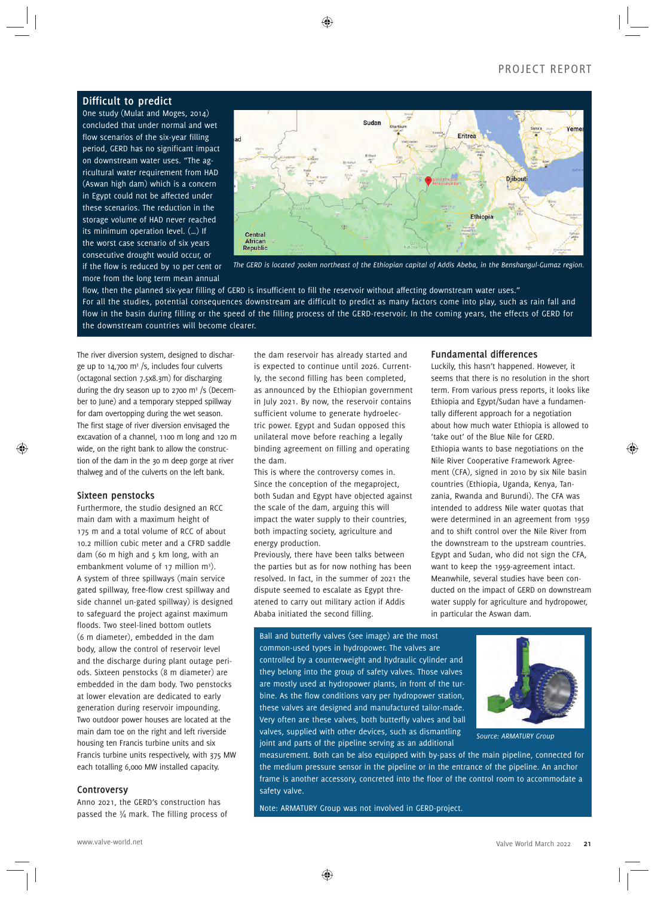### Difficult to predict

One study (Mulat and Moges, 2014) concluded that under normal and wet flow scenarios of the six-year filling period, GERD has no significant impact on downstream water uses. "The agricultural water requirement from HAD (Aswan high dam) which is a concern in Egypt could not be affected under these scenarios. The reduction in the storage volume of HAD never reached its minimum operation level. (...) If the worst case scenario of six years consecutive drought would occur, or if the flow is reduced by 10 per cent or more from the long term mean annual flow, then the planned six-year filling of GERD is insufficient to fill the reservoir without affecting downstream water uses."

For all the studies, potential consequences downstream are difficult to predict as many factors come into play, such as rain fall and flow in the basin during filling or the speed of the filling process of the GERD-reservoir. In the coming years, the effects of GERD for the downstream countries will become clearer.

*The GERD is located 700km northeast of the Ethiopian capital of Addis Abeba, in the Benshangul-Gumaz region.*

The river diversion system, designed to discharge up to 14,700 m³ /s, includes four culverts (octagonal section 7.5x8.3m) for discharging during the dry season up to 2700 m³ /s (December to June) and a temporary stepped spillway for dam overtopping during the wet season. The first stage of river diversion envisaged the excavation of a channel, 1100 m long and 120 m wide, on the right bank to allow the construction of the dam in the 30 m deep gorge at river thalweg and of the culverts on the left bank.

### Sixteen penstocks

Furthermore, the studio designed an RCC main dam with a maximum height of 175 m and a total volume of RCC of about 10.2 million cubic meter and a CFRD saddle dam (60 m high and 5 km long, with an embankment volume of 17 million m³). A system of three spillways (main service gated spillway, free-flow crest spillway and side channel un-gated spillway) is designed to safeguard the project against maximum floods. Two steel-lined bottom outlets (6 m diameter), embedded in the dam body, allow the control of reservoir level and the discharge during plant outage periods. Sixteen penstocks (8 m diameter) are embedded in the dam body. Two penstocks at lower elevation are dedicated to early generation during reservoir impounding. Two outdoor power houses are located at the main dam toe on the right and left riverside housing ten Francis turbine units and six Francis turbine units respectively, with 375 MW each totalling 6,000 MW installed capacity.

### Controversy

Anno 2021, the GERD's construction has passed the ¾ mark. The filling process of the dam reservoir has already started and is expected to continue until 2026. Currently, the second filling has been completed, as announced by the Ethiopian government in July 2021. By now, the reservoir contains sufficient volume to generate hydroelectric power. Egypt and Sudan opposed this unilateral move before reaching a legally binding agreement on filling and operating the dam.

This is where the controversy comes in. Since the conception of the megaproject, both Sudan and Egypt have objected against the scale of the dam, arguing this will impact the water supply to their countries, both impacting society, agriculture and energy production.

Previously, there have been talks between the parties but as for now nothing has been resolved. In fact, in the summer of 2021 the dispute seemed to escalate as Egypt threatened to carry out military action if Addis Ababa initiated the second filling.

### Fundamental differences

Luckily, this hasn't happened. However, it seems that there is no resolution in the short term. From various press reports, it looks like Ethiopia and Egypt/Sudan have a fundamentally different approach for a negotiation about how much water Ethiopia is allowed to 'take out' of the Blue Nile for GERD. Ethiopia wants to base negotiations on the Nile River Cooperative Framework Agreement (CFA), signed in 2010 by six Nile basin countries (Ethiopia, Uganda, Kenya, Tanzania, Rwanda and Burundi). The CFA was intended to address Nile water quotas that were determined in an agreement from 1959 and to shift control over the Nile River from the downstream to the upstream countries. Egypt and Sudan, who did not sign the CFA, want to keep the 1959-agreement intact. Meanwhile, several studies have been conducted on the impact of GERD on downstream water supply for agriculture and hydropower, in particular the Aswan dam.

Ball and butterfly valves (see image) are the most common-used types in hydropower. The valves are controlled by a counterweight and hydraulic cylinder and they belong into the group of safety valves. Those valves are mostly used at hydropower plants, in front of the turbine. As the flow conditions vary per hydropower station, these valves are designed and manufactured tailor-made. Very often are these valves, both butterfly valves and ball valves, supplied with other devices, such as dismantling joint and parts of the pipeline serving as an additional measurement. Both can be also equipped with by-pass of the main pipeline, connected for the medium pressure sensor in the pipeline or in the entrance of the pipeline. An anchor frame is another accessory, concreted into the floor of the control room to accommodate a safety valve.

*Source: ARMATURY Group*

Note: ARMATURY Group was not involved in GERD-project.